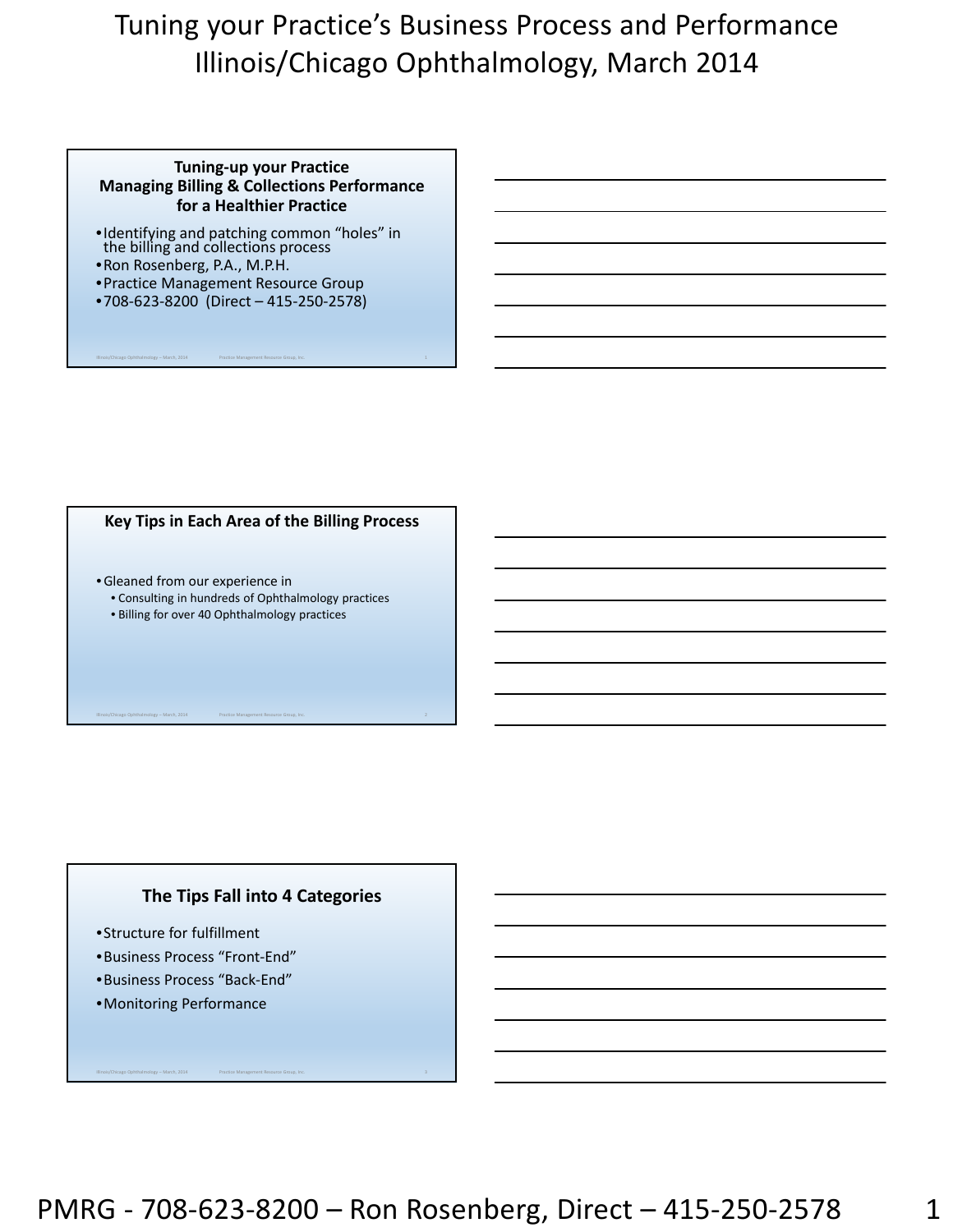# Tuning your Practice's Business Process and Performance
## Illinois/Chicago Ophthalmology, March 2014

### Tuning-up your Practice
### Managing Billing & Collections Performance for a Healthier Practice

- Identifying and patching common "holes" in the billing and collections process
- Ron Rosenberg, P.A., M.P.H.
- Practice Management Resource Group
- 708-623-8200 (Direct – 415-250-2578)

### Key Tips in Each Area of the Billing Process

- Gleaned from our experience in
  - Consulting in hundreds of Ophthalmology practices
  - Billing for over 40 Ophthalmology practices

### The Tips Fall into 4 Categories

- Structure for fulfillment
- Business Process "Front-End"
- Business Process "Back-End"
- Monitoring Performance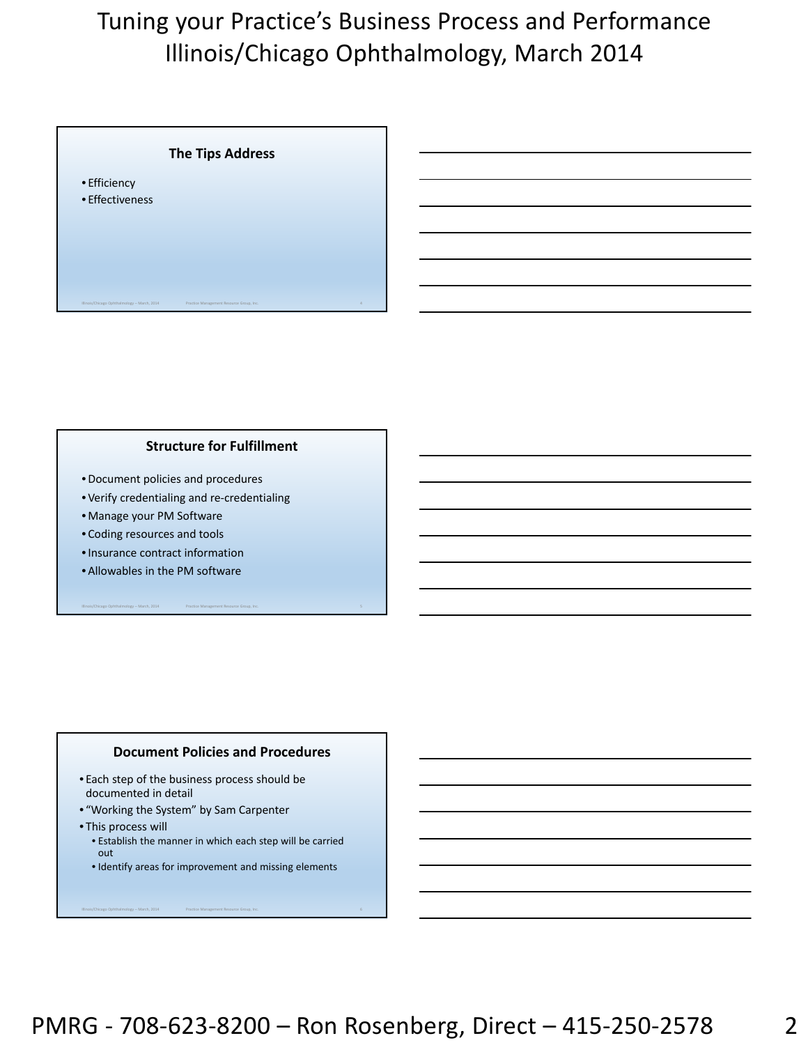### The Tips Address

- Efficiency
- Effectiveness

### Structure for Fulfillment

- Document policies and procedures
- Verify credentialing and re-credentialing
- Manage your PM Software
- Coding resources and tools
- Insurance contract information
- Allowables in the PM software

### Document Policies and Procedures

- Each step of the business process should be documented in detail
- "Working the System" by Sam Carpenter
- This process will
  - Establish the manner in which each step will be carried out
  - Identify areas for improvement and missing elements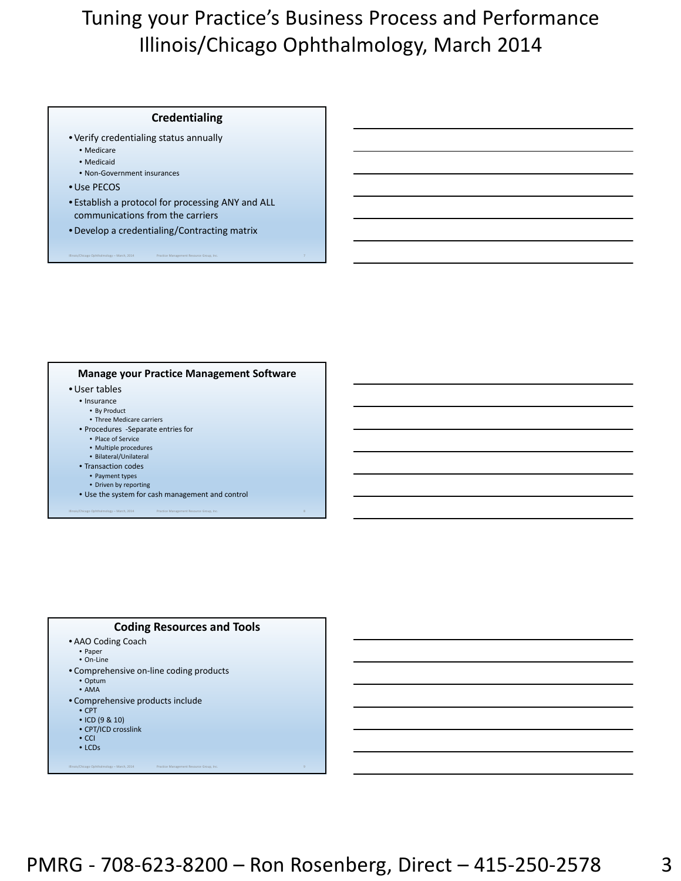## Credentialing

- Verify credentialing status annually
  - Medicare
  - Medicaid
  - Non-Government insurances
- Use PECOS
- Establish a protocol for processing ANY and ALL communications from the carriers
- Develop a credentialing/Contracting matrix

## Manage your Practice Management Software

- User tables
  - Insurance
    - By Product
    - Three Medicare carriers
  - Procedures -Separate entries for
    - Place of Service
    - Multiple procedures
    - Bilateral/Unilateral
  - Transaction codes
    - Payment types
    - Driven by reporting
  - Use the system for cash management and control

## Coding Resources and Tools

- AAO Coding Coach
  - Paper
  - On-Line
- Comprehensive on-line coding products
  - Optum
  - AMA
- Comprehensive products include
  - CPT
  - ICD (9 & 10)
  - CPT/ICD crosslink
  - CCI
  - LCDs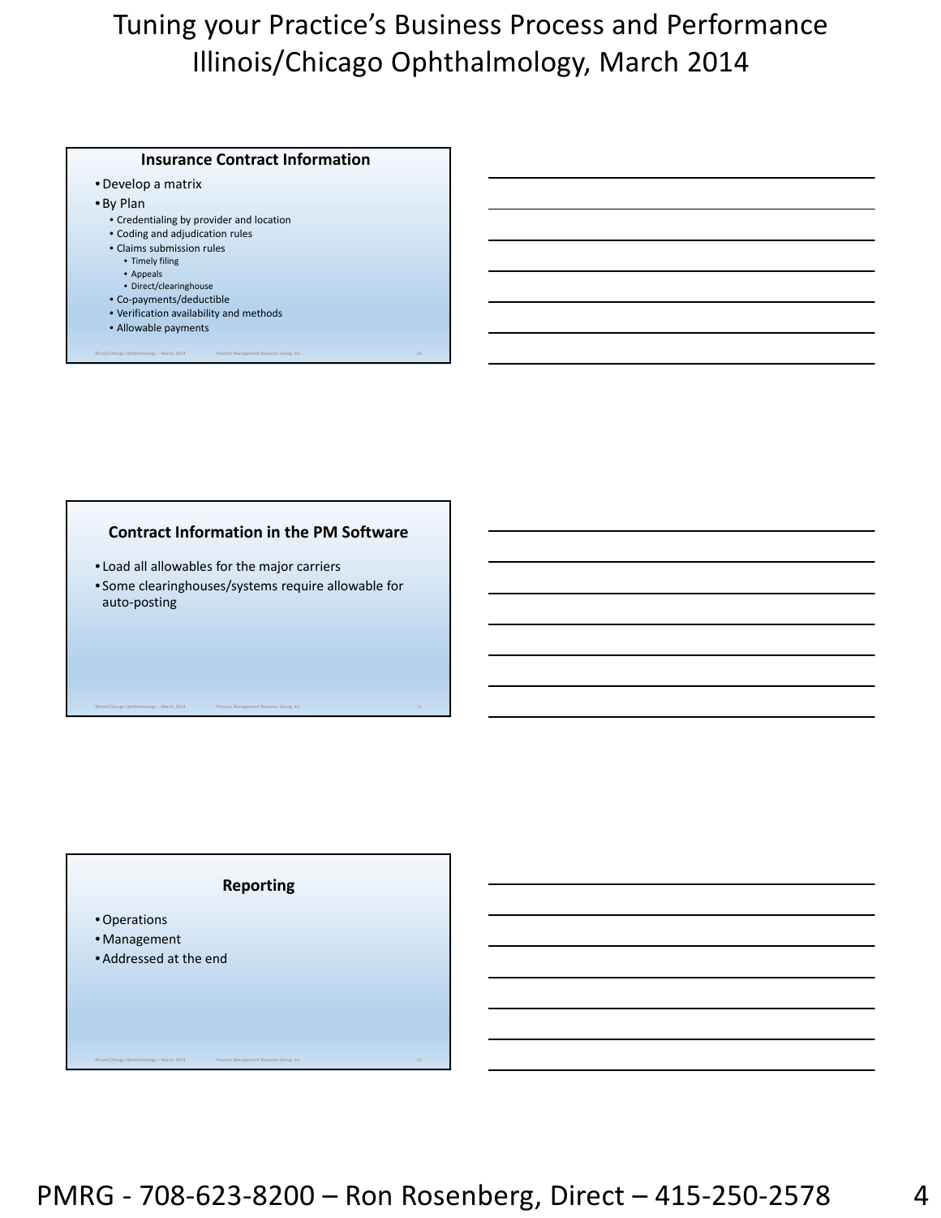## Insurance Contract Information

- Develop a matrix
- By Plan
  - Credentialing by provider and location
  - Coding and adjudication rules
  - Claims submission rules
    - Timely filing
    - Appeals
    - Direct/clearinghouse
  - Co-payments/deductible
  - Verification availability and methods
  - Allowable payments

## Contract Information in the PM Software

- Load all allowables for the major carriers
- Some clearinghouses/systems require allowable for auto-posting

## Reporting

- Operations
- Management
- Addressed at the end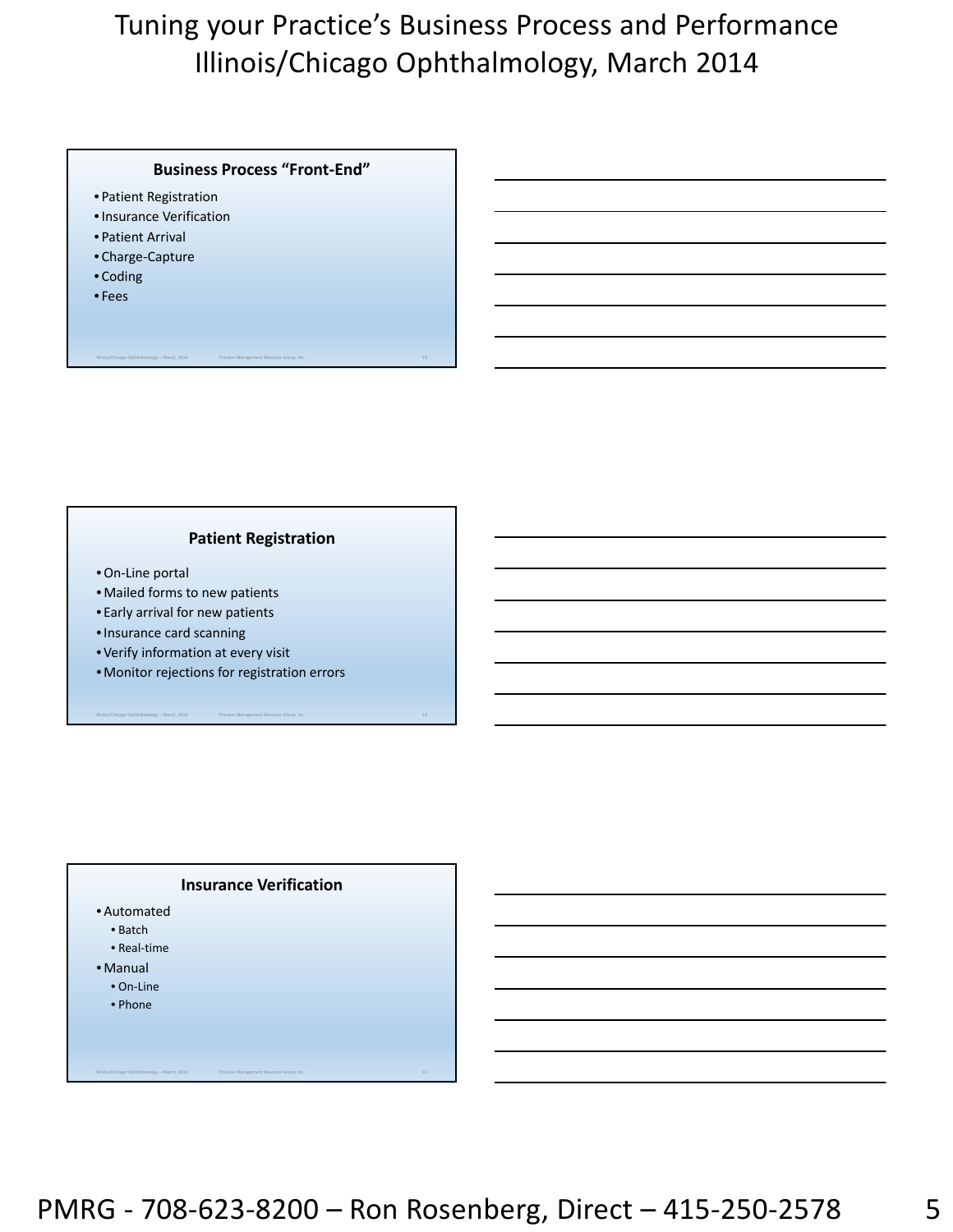### Business Process "Front-End"

- Patient Registration
- Insurance Verification
- Patient Arrival
- Charge-Capture
- Coding
- Fees

### Patient Registration

- On-Line portal
- Mailed forms to new patients
- Early arrival for new patients
- Insurance card scanning
- Verify information at every visit
- Monitor rejections for registration errors

### Insurance Verification

- Automated
  - Batch
  - Real-time
- Manual
  - On-Line
  - Phone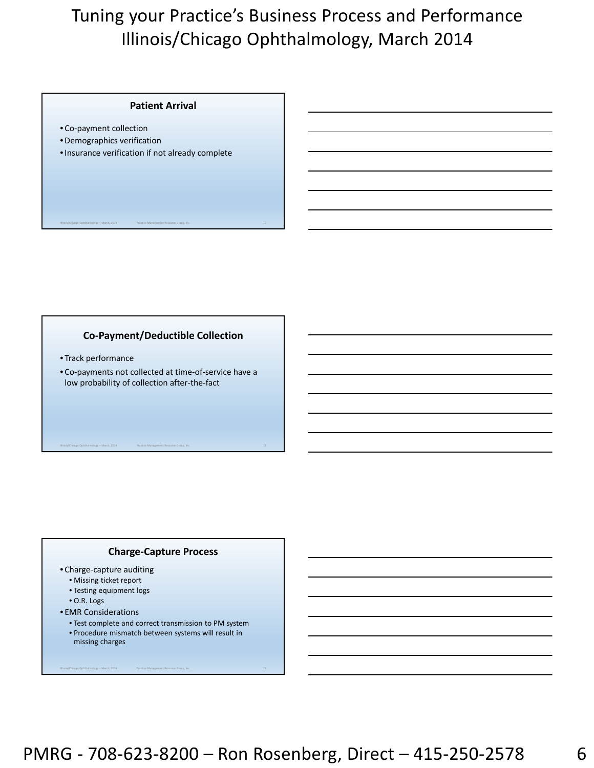## Patient Arrival

- Co-payment collection
- Demographics verification
- Insurance verification if not already complete

## Co-Payment/Deductible Collection

- Track performance
- Co-payments not collected at time-of-service have a low probability of collection after-the-fact

## Charge-Capture Process

- Charge-capture auditing
  - Missing ticket report
  - Testing equipment logs
  - O.R. Logs
- EMR Considerations
  - Test complete and correct transmission to PM system
  - Procedure mismatch between systems will result in missing charges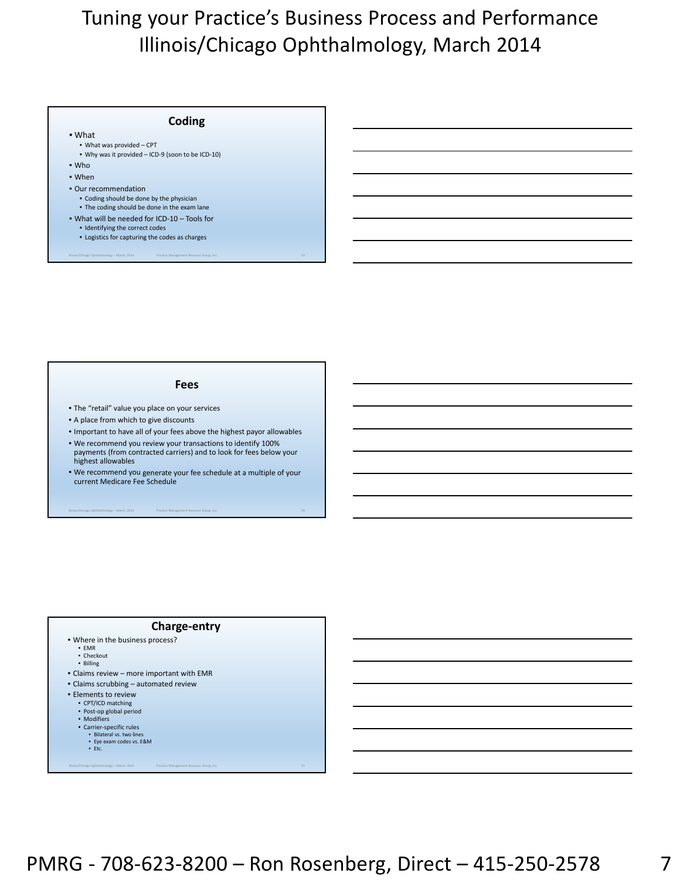## Coding

- What
  - What was provided – CPT
  - Why was it provided – ICD-9 (soon to be ICD-10)
- Who
- When
- Our recommendation
  - Coding should be done by the physician
  - The coding should be done in the exam lane
- What will be needed for ICD-10 – Tools for
  - Identifying the correct codes
  - Logistics for capturing the codes as charges

## Fees

- The "retail" value you place on your services
- A place from which to give discounts
- Important to have all of your fees above the highest payor allowables
- We recommend you review your transactions to identify 100% payments (from contracted carriers) and to look for fees below your highest allowables
- We recommend you generate your fee schedule at a multiple of your current Medicare Fee Schedule

## Charge-entry

- Where in the business process?
  - EMR
  - Checkout
  - Billing
- Claims review – more important with EMR
- Claims scrubbing – automated review
- Elements to review
  - CPT/ICD matching
  - Post-op global period
  - Modifiers
  - Carrier-specific rules
    - Bilateral vs. two lines
    - Eye exam codes vs. E&M
    - Etc.

PMRG - 708-623-8200 – Ron Rosenberg, Direct – 415-250-2578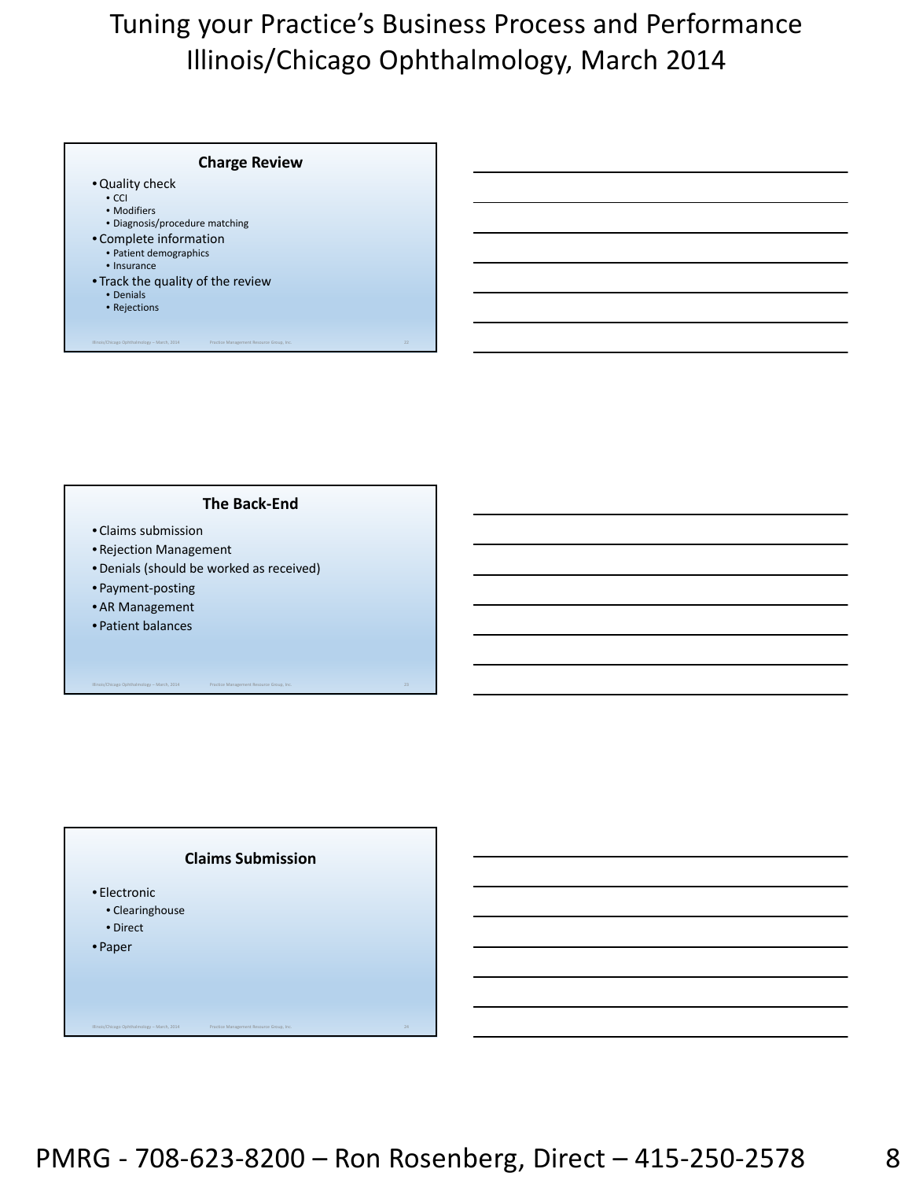## Charge Review

- Quality check
  - CCI
  - Modifiers
  - Diagnosis/procedure matching
- Complete information
  - Patient demographics
  - Insurance
- Track the quality of the review
  - Denials
  - Rejections

## The Back-End

- Claims submission
- Rejection Management
- Denials (should be worked as received)
- Payment-posting
- AR Management
- Patient balances

## Claims Submission

- Electronic
  - Clearinghouse
  - Direct
- Paper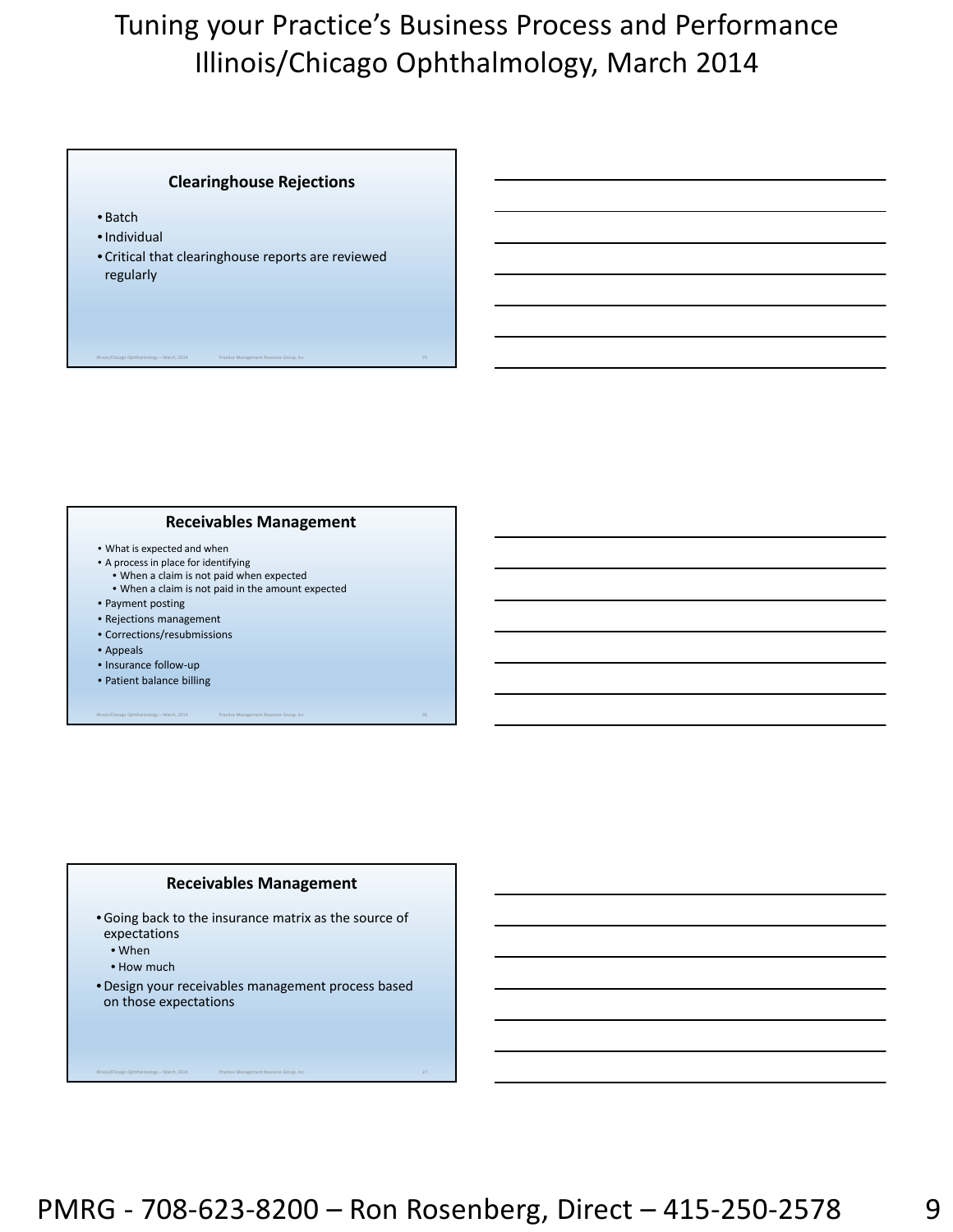### Clearinghouse Rejections

- Batch
- Individual
- Critical that clearinghouse reports are reviewed regularly

### Receivables Management

- What is expected and when
- A process in place for identifying
  - When a claim is not paid when expected
  - When a claim is not paid in the amount expected
- Payment posting
- Rejections management
- Corrections/resubmissions
- Appeals
- Insurance follow-up
- Patient balance billing

### Receivables Management

- Going back to the insurance matrix as the source of expectations
  - When
  - How much
- Design your receivables management process based on those expectations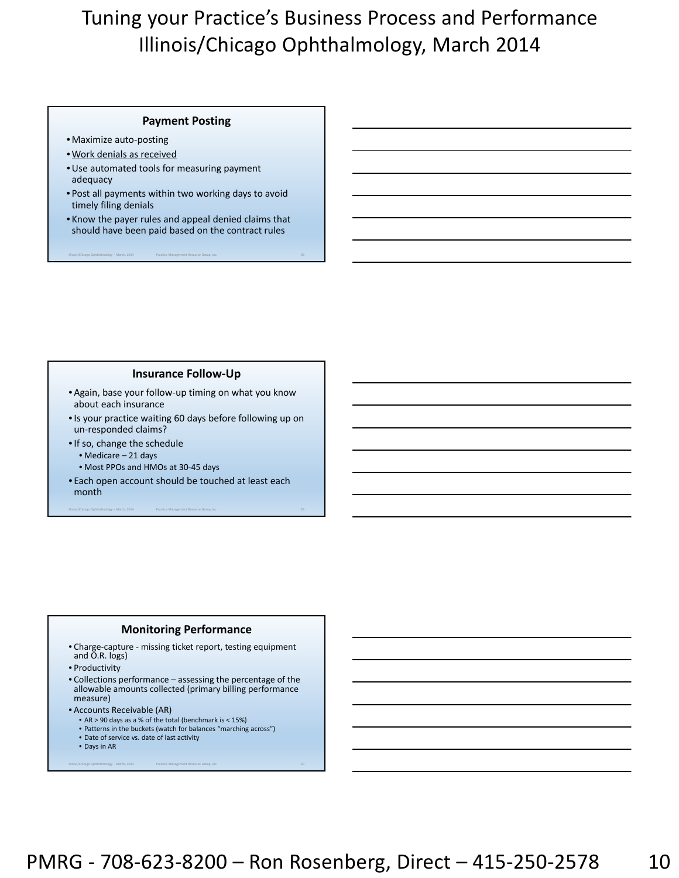## Payment Posting

- Maximize auto-posting
- <u>Work denials as received</u>
- Use automated tools for measuring payment adequacy
- Post all payments within two working days to avoid timely filing denials
- Know the payer rules and appeal denied claims that should have been paid based on the contract rules

## Insurance Follow-Up

- Again, base your follow-up timing on what you know about each insurance
- Is your practice waiting 60 days before following up on un-responded claims?
- If so, change the schedule
  - Medicare – 21 days
  - Most PPOs and HMOs at 30-45 days
- Each open account should be touched at least each month

## Monitoring Performance

- Charge-capture - missing ticket report, testing equipment and O.R. logs)
- Productivity
- Collections performance – assessing the percentage of the allowable amounts collected (primary billing performance measure)
- Accounts Receivable (AR)
  - AR > 90 days as a % of the total (benchmark is < 15%)
  - Patterns in the buckets (watch for balances "marching across")
  - Date of service vs. date of last activity
  - Days in AR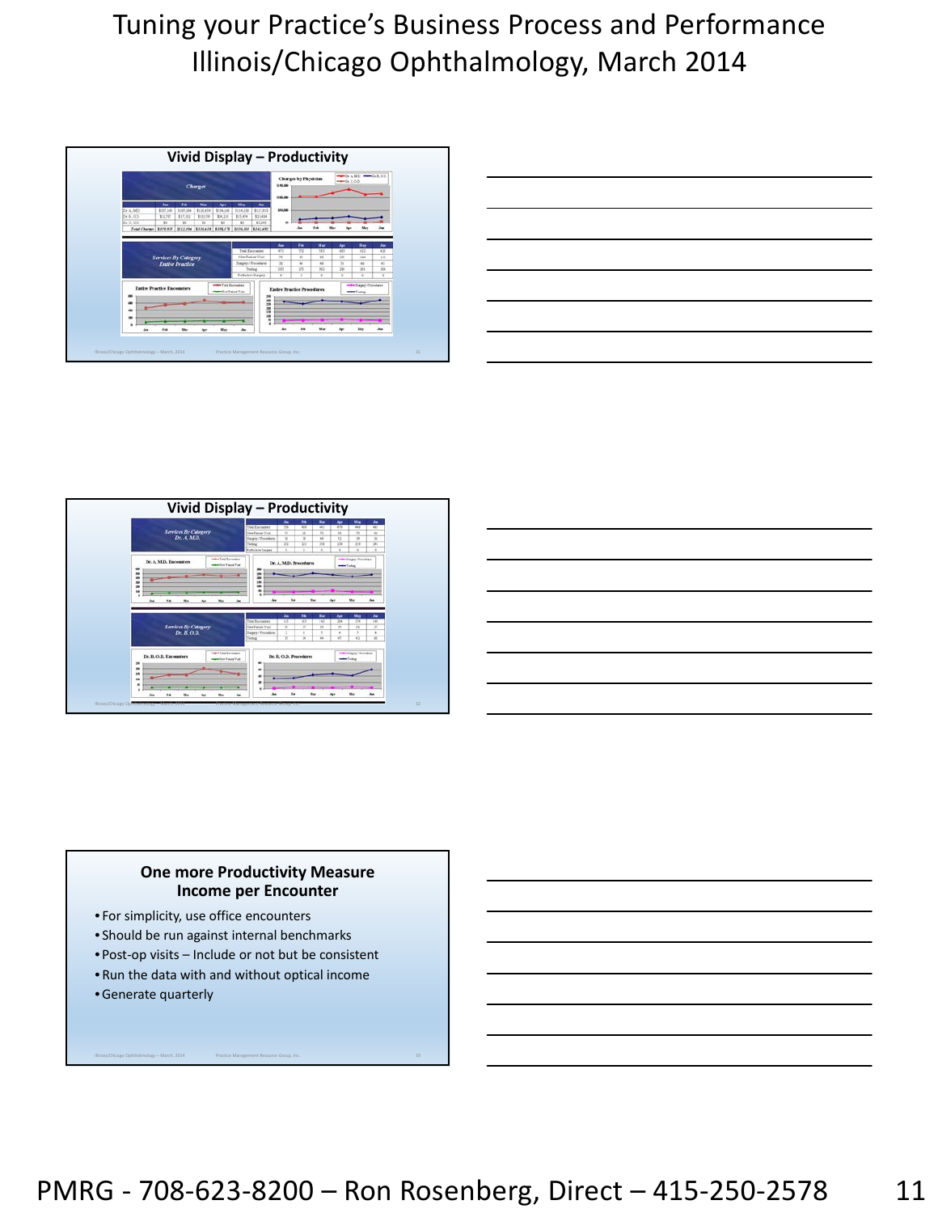## Vivid Display – Productivity

## Vivid Display – Productivity

## One more Productivity Measure
## Income per Encounter

- For simplicity, use office encounters
- Should be run against internal benchmarks
- Post-op visits – Include or not but be consistent
- Run the data with and without optical income
- Generate quarterly

PMRG - 708-623-8200 – Ron Rosenberg, Direct – 415-250-2578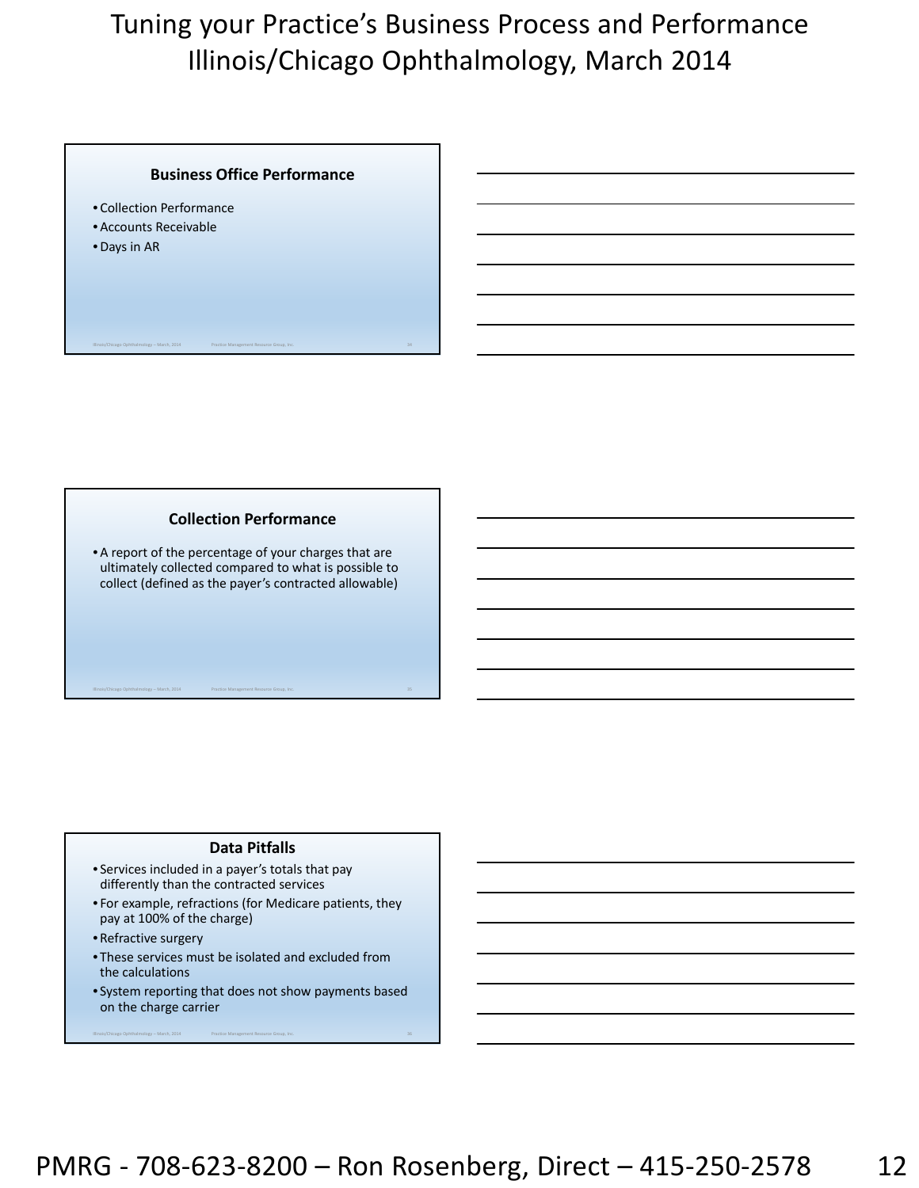## Business Office Performance

- Collection Performance
- Accounts Receivable
- Days in AR

## Collection Performance

- A report of the percentage of your charges that are ultimately collected compared to what is possible to collect (defined as the payer's contracted allowable)

## Data Pitfalls

- Services included in a payer's totals that pay differently than the contracted services
- For example, refractions (for Medicare patients, they pay at 100% of the charge)
- Refractive surgery
- These services must be isolated and excluded from the calculations
- System reporting that does not show payments based on the charge carrier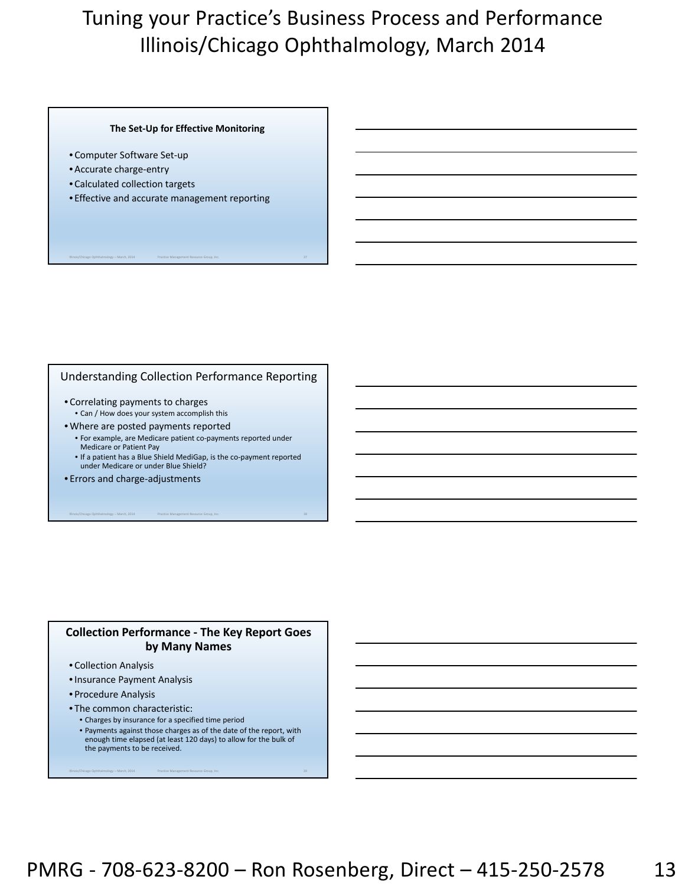## The Set-Up for Effective Monitoring

- Computer Software Set-up
- Accurate charge-entry
- Calculated collection targets
- Effective and accurate management reporting

## Understanding Collection Performance Reporting

- Correlating payments to charges
  - Can / How does your system accomplish this
- Where are posted payments reported
  - For example, are Medicare patient co-payments reported under Medicare or Patient Pay
  - If a patient has a Blue Shield MediGap, is the co-payment reported under Medicare or under Blue Shield?
- Errors and charge-adjustments

## Collection Performance - The Key Report Goes by Many Names

- Collection Analysis
- Insurance Payment Analysis
- Procedure Analysis
- The common characteristic:
  - Charges by insurance for a specified time period
  - Payments against those charges as of the date of the report, with enough time elapsed (at least 120 days) to allow for the bulk of the payments to be received.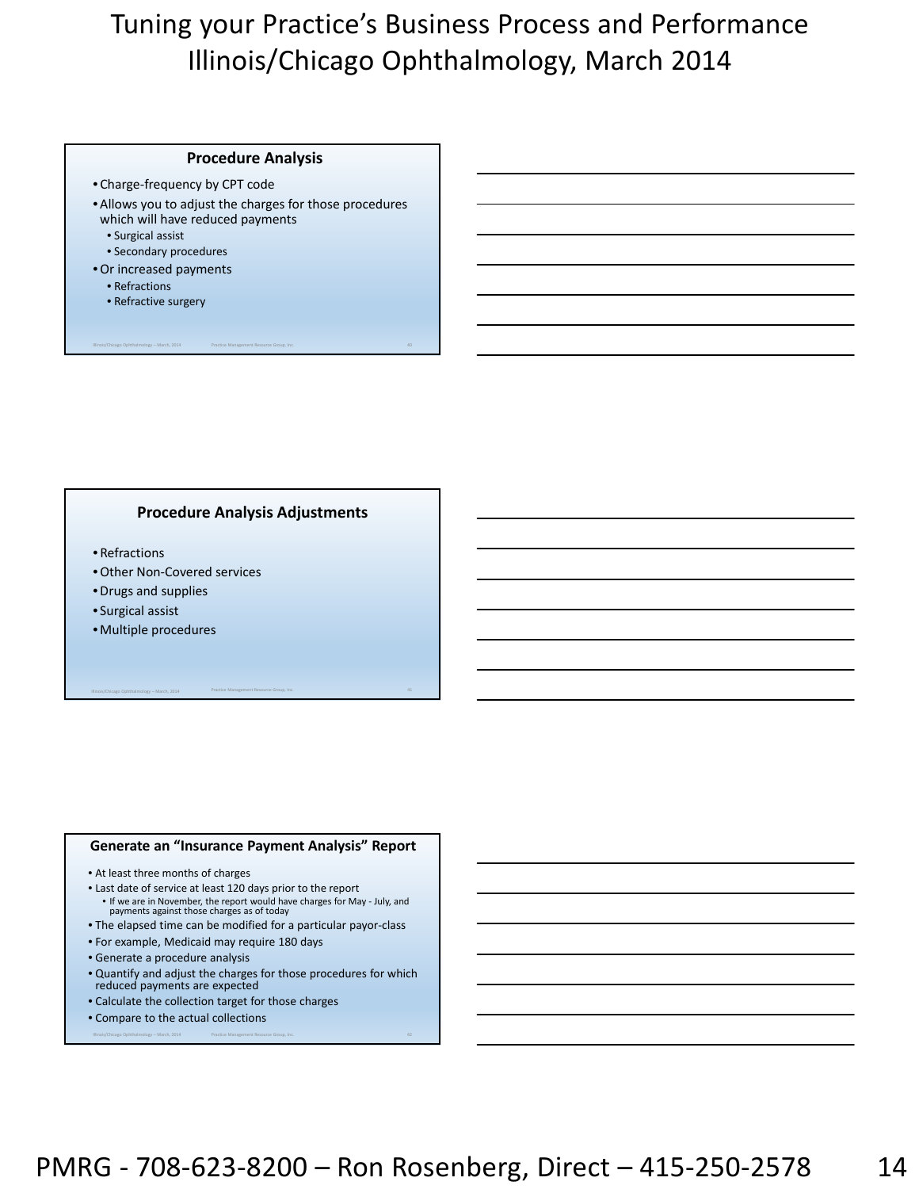## Procedure Analysis

- Charge-frequency by CPT code
- Allows you to adjust the charges for those procedures which will have reduced payments
  - Surgical assist
  - Secondary procedures
- Or increased payments
  - Refractions
  - Refractive surgery

## Procedure Analysis Adjustments

- Refractions
- Other Non-Covered services
- Drugs and supplies
- Surgical assist
- Multiple procedures

## Generate an "Insurance Payment Analysis" Report

- At least three months of charges
- Last date of service at least 120 days prior to the report
  - If we are in November, the report would have charges for May - July, and payments against those charges as of today
- The elapsed time can be modified for a particular payor-class
- For example, Medicaid may require 180 days
- Generate a procedure analysis
- Quantify and adjust the charges for those procedures for which reduced payments are expected
- Calculate the collection target for those charges
- Compare to the actual collections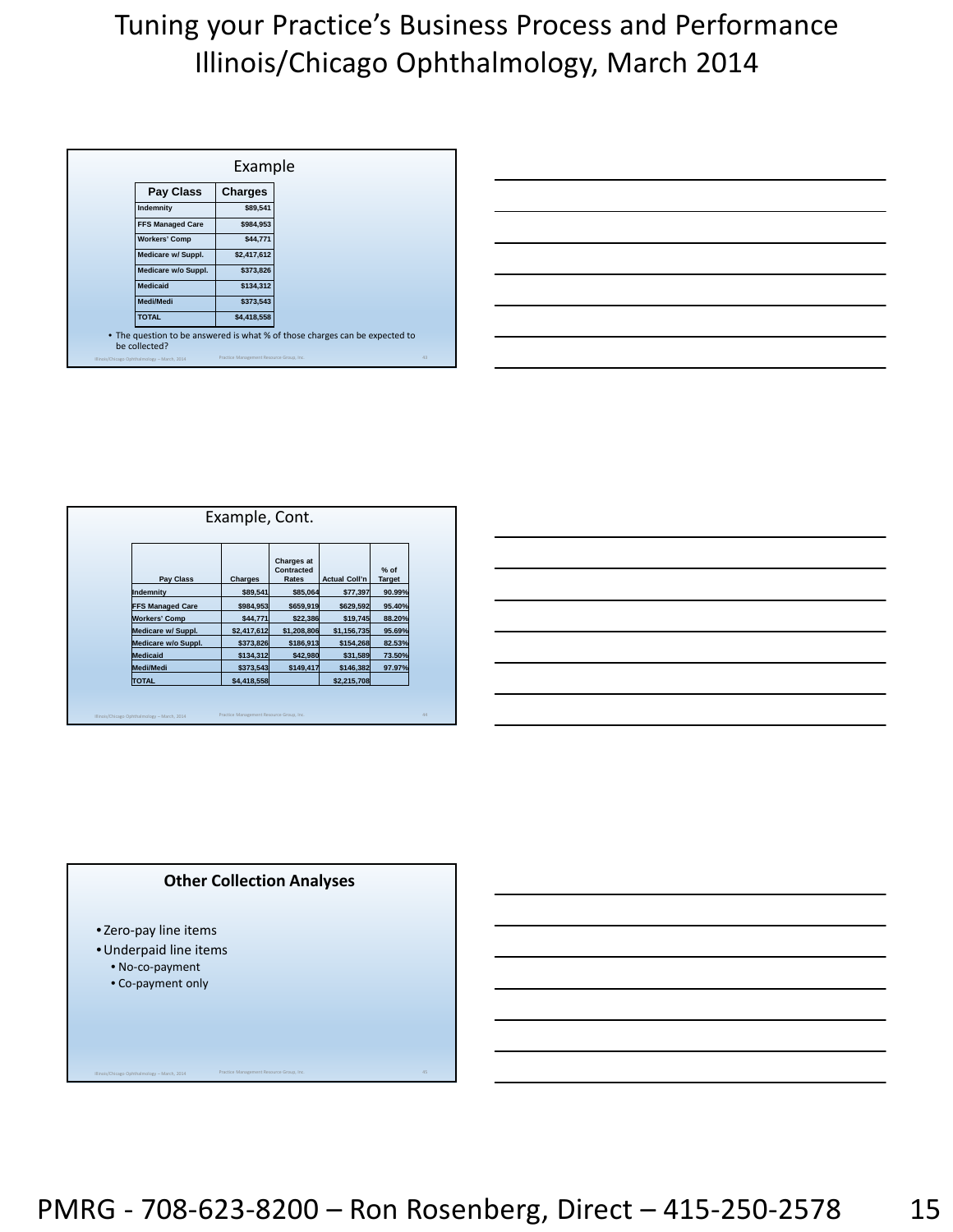# Tuning your Practice's Business Process and Performance
## Illinois/Chicago Ophthalmology, March 2014

### Example

| Pay Class | Charges |
|---|---|
| Indemnity | $89,541 |
| FFS Managed Care | $984,953 |
| Workers' Comp | $44,771 |
| Medicare w/ Suppl. | $2,417,612 |
| Medicare w/o Suppl. | $373,826 |
| Medicaid | $134,312 |
| Medi/Medi | $373,543 |
| TOTAL | $4,418,558 |

- The question to be answered is what % of those charges can be expected to be collected?

### Example, Cont.

| Pay Class | Charges | Charges at Contracted Rates | Actual Coll'n | % of Target |
|---|---|---|---|---|
| Indemnity | $89,541 | $85,064 | $77,397 | 90.99% |
| FFS Managed Care | $984,953 | $659,919 | $629,592 | 95.40% |
| Workers' Comp | $44,771 | $22,386 | $19,745 | 88.20% |
| Medicare w/ Suppl. | $2,417,612 | $1,208,806 | $1,156,735 | 95.69% |
| Medicare w/o Suppl. | $373,826 | $186,913 | $154,268 | 82.53% |
| Medicaid | $134,312 | $42,980 | $31,589 | 73.50% |
| Medi/Medi | $373,543 | $149,417 | $146,382 | 97.97% |
| TOTAL | $4,418,558 | | $2,215,708 | |

### Other Collection Analyses

- Zero-pay line items
- Underpaid line items
  - No-co-payment
  - Co-payment only

PMRG - 708-623-8200 – Ron Rosenberg, Direct – 415-250-2578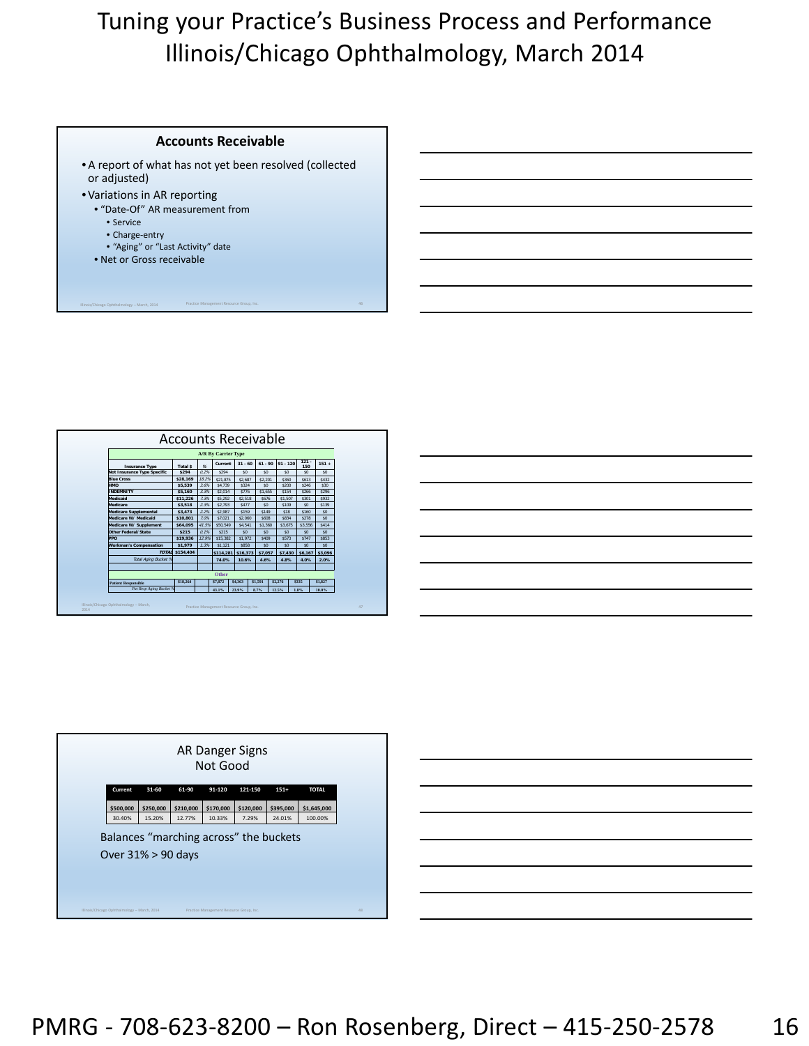# Tuning your Practice's Business Process and Performance
# Illinois/Chicago Ophthalmology, March 2014

## Accounts Receivable

- A report of what has not yet been resolved (collected or adjusted)
- Variations in AR reporting
  - "Date-Of" AR measurement from
    - Service
    - Charge-entry
    - "Aging" or "Last Activity" date
  - Net or Gross receivable

## Accounts Receivable

**A/R By Carrier Type**

| Insurance Type | Total $ | % | Current | 31 - 60 | 61 - 90 | 91 - 120 | 121 - 150 | 151 + |
|---|---|---|---|---|---|---|---|---|
| Not Insurance Type Specific | $294 | 0.2% | $294 | $0 | $0 | $0 | $0 | $0 |
| Blue Cross | $28,169 | 18.2% | $21,875 | $2,687 | $2,201 | $360 | $613 | $432 |
| HMO | $5,539 | 3.6% | $4,739 | $324 | $0 | $200 | $246 | $30 |
| INDEMNITY | $5,160 | 3.3% | $2,014 | $776 | $1,655 | $154 | $266 | $296 |
| Medicaid | $11,226 | 7.3% | $5,292 | $2,518 | $676 | $1,507 | $301 | $932 |
| Medicare | $3,518 | 2.3% | $2,793 | $477 | $0 | $109 | $0 | $139 |
| Medicare Supplemental | $3,473 | 2.2% | $2,987 | $159 | $149 | $18 | $160 | $0 |
| Medicare W/ Medicaid | $10,801 | 7.0% | $7,021 | $2,060 | $608 | $834 | $278 | $0 |
| Medicare W/ Supplement | $64,095 | 41.5% | $50,549 | $4,541 | $1,360 | $3,675 | $3,556 | $414 |
| Other Federal/ State | $215 | 0.1% | $215 | $0 | $0 | $0 | $0 | $0 |
| PPO | $19,936 | 12.9% | $15,382 | $1,972 | $409 | $573 | $747 | $853 |
| Workman's Compensation | $1,979 | 1.3% | $1,121 | $858 | $0 | $0 | $0 | $0 |
| TOTAL | $154,404 | | $114,281 | $16,373 | $7,057 | $7,430 | $6,167 | $3,096 |
| Total Aging Bucket % | | | 74.0% | 10.6% | 4.6% | 4.8% | 4.0% | 2.0% |
| **Other** | | | | | | | | |
| Patient Responsible | $18,264 | | $7,872 | $4,363 | $1,591 | $2,276 | $335 | $1,827 |
| Pat Resp Aging Bucket % | | | 43.1% | 23.9% | 8.7% | 12.5% | 1.8% | 10.0% |

## AR Danger Signs
## Not Good

| Current | 31-60 | 61-90 | 91-120 | 121-150 | 151+ | TOTAL |
|---|---|---|---|---|---|---|
| $500,000 | $250,000 | $210,000 | $170,000 | $120,000 | $395,000 | $1,645,000 |
| 30.40% | 15.20% | 12.77% | 10.33% | 7.29% | 24.01% | 100.00% |

Balances "marching across" the buckets

Over 31% > 90 days

PMRG - 708-623-8200 – Ron Rosenberg, Direct – 415-250-2578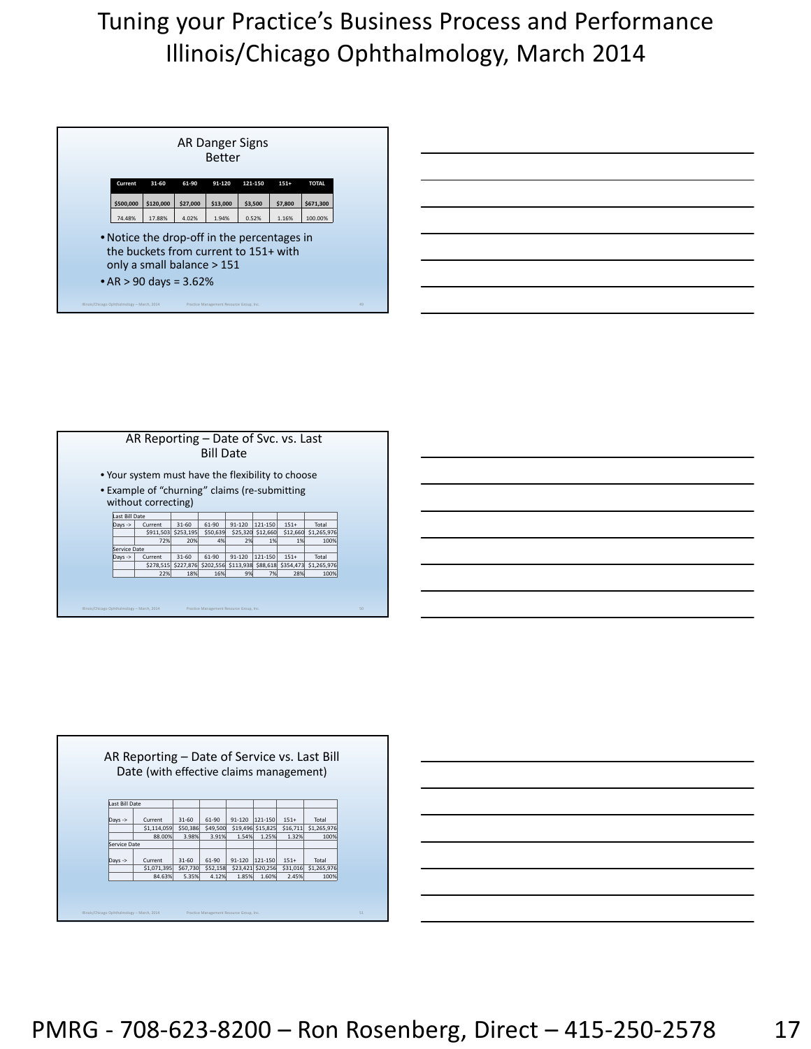## AR Danger Signs
### Better

| Current | 31-60 | 61-90 | 91-120 | 121-150 | 151+ | TOTAL |
|---|---|---|---|---|---|---|
| $500,000 | $120,000 | $27,000 | $13,000 | $3,500 | $7,800 | $671,300 |
| 74.48% | 17.88% | 4.02% | 1.94% | 0.52% | 1.16% | 100.00% |

- Notice the drop-off in the percentages in the buckets from current to 151+ with only a small balance > 151
- AR > 90 days = 3.62%

## AR Reporting – Date of Svc. vs. Last Bill Date

- Your system must have the flexibility to choose
- Example of "churning" claims (re-submitting without correcting)

| Last Bill Date | | | | | | | |
|---|---|---|---|---|---|---|---|
| Days -> | Current | 31-60 | 61-90 | 91-120 | 121-150 | 151+ | Total |
| | $911,503 | $253,195 | $50,639 | $25,320 | $12,660 | $12,660 | $1,265,976 |
| | 72% | 20% | 4% | 2% | 1% | 1% | 100% |
| Service Date | | | | | | | |
| Days -> | Current | 31-60 | 61-90 | 91-120 | 121-150 | 151+ | Total |
| | $278,515 | $227,876 | $202,556 | $113,938 | $88,618 | $354,473 | $1,265,976 |
| | 22% | 18% | 16% | 9% | 7% | 28% | 100% |

## AR Reporting – Date of Service vs. Last Bill Date (with effective claims management)

| Last Bill Date | | | | | | | |
|---|---|---|---|---|---|---|---|
| Days -> | Current | 31-60 | 61-90 | 91-120 | 121-150 | 151+ | Total |
| | $1,114,059 | $50,386 | $49,500 | $19,496 | $15,825 | $16,711 | $1,265,976 |
| | 88.00% | 3.98% | 3.91% | 1.54% | 1.25% | 1.32% | 100% |
| Service Date | | | | | | | |
| Days -> | Current | 31-60 | 61-90 | 91-120 | 121-150 | 151+ | Total |
| | $1,071,395 | $67,730 | $52,158 | $23,421 | $20,256 | $31,016 | $1,265,976 |
| | 84.63% | 5.35% | 4.12% | 1.85% | 1.60% | 2.45% | 100% |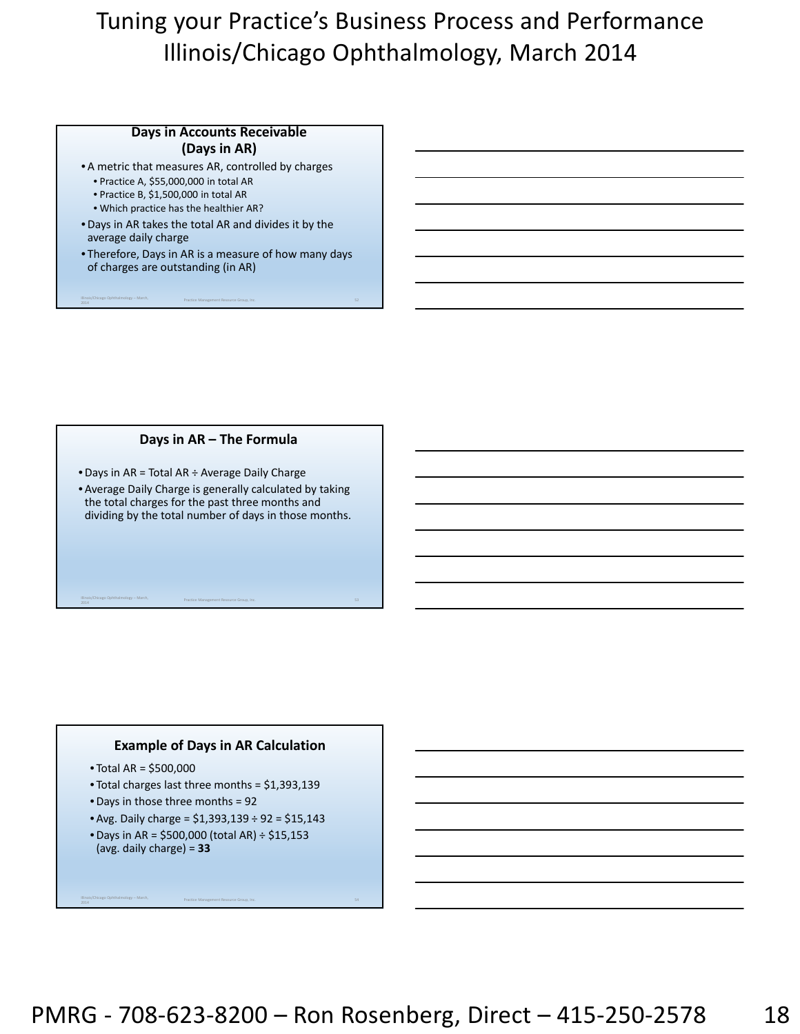## Days in Accounts Receivable (Days in AR)

- A metric that measures AR, controlled by charges
  - Practice A, $55,000,000 in total AR
  - Practice B, $1,500,000 in total AR
  - Which practice has the healthier AR?
- Days in AR takes the total AR and divides it by the average daily charge
- Therefore, Days in AR is a measure of how many days of charges are outstanding (in AR)

## Days in AR – The Formula

- Days in AR = Total AR ÷ Average Daily Charge
- Average Daily Charge is generally calculated by taking the total charges for the past three months and dividing by the total number of days in those months.

## Example of Days in AR Calculation

- Total AR = $500,000
- Total charges last three months = $1,393,139
- Days in those three months = 92
- Avg. Daily charge = $1,393,139 ÷ 92 = $15,143
- Days in AR = $500,000 (total AR) ÷ $15,153 (avg. daily charge) = **33**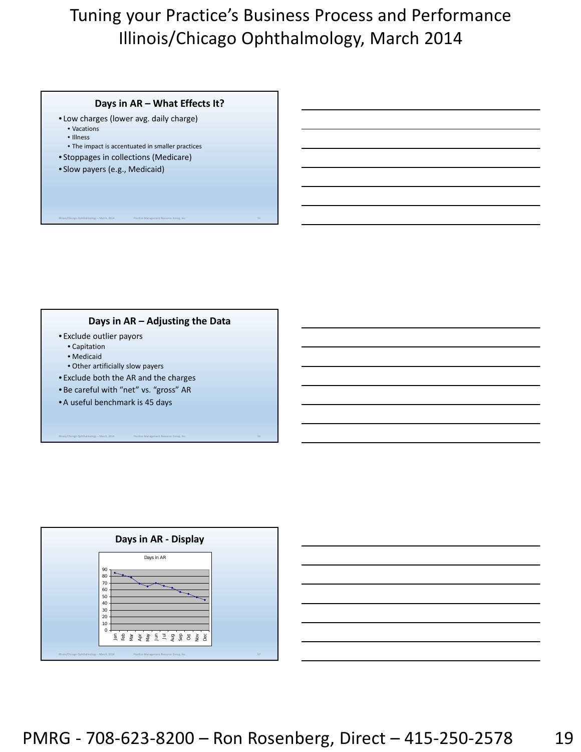## Days in AR – What Effects It?

- Low charges (lower avg. daily charge)
  - Vacations
  - Illness
  - The impact is accentuated in smaller practices
- Stoppages in collections (Medicare)
- Slow payers (e.g., Medicaid)

## Days in AR – Adjusting the Data

- Exclude outlier payors
  - Capitation
  - Medicaid
  - Other artificially slow payers
- Exclude both the AR and the charges
- Be careful with "net" vs. "gross" AR
- A useful benchmark is 45 days

## Days in AR - Display

Days in AR

| Month | Jan | Feb | Mar | Apr | May | Jun | Jul | Aug | Sep | Oct | Nov | Dec |
|---|---|---|---|---|---|---|---|---|---|---|---|---|
| Days in AR | 85 | 82 | 78 | 69 | 65 | 70 | 66 | 63 | 57 | 54 | 49 | 45 |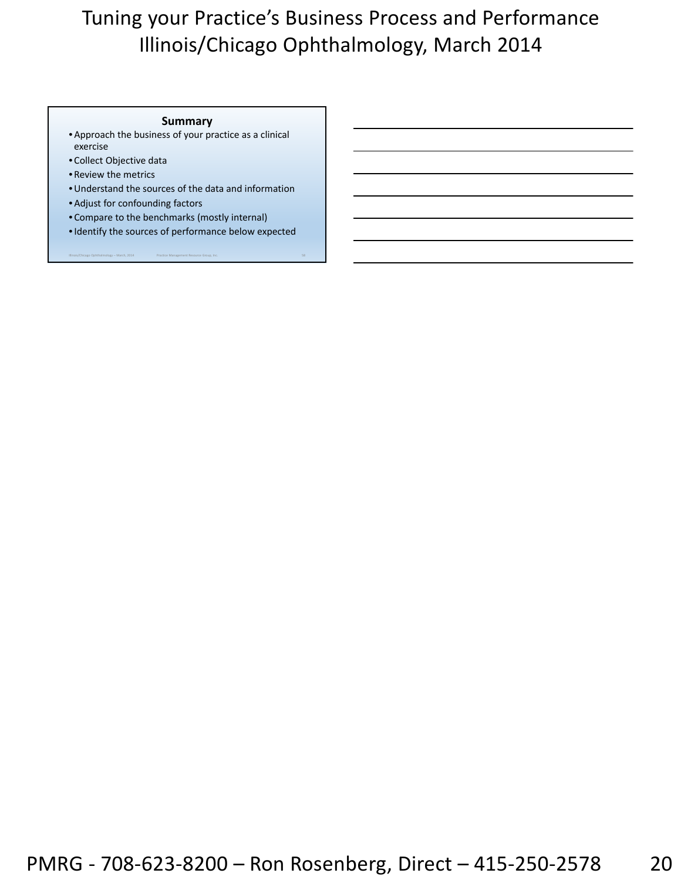### Summary

- Approach the business of your practice as a clinical exercise
- Collect Objective data
- Review the metrics
- Understand the sources of the data and information
- Adjust for confounding factors
- Compare to the benchmarks (mostly internal)
- Identify the sources of performance below expected